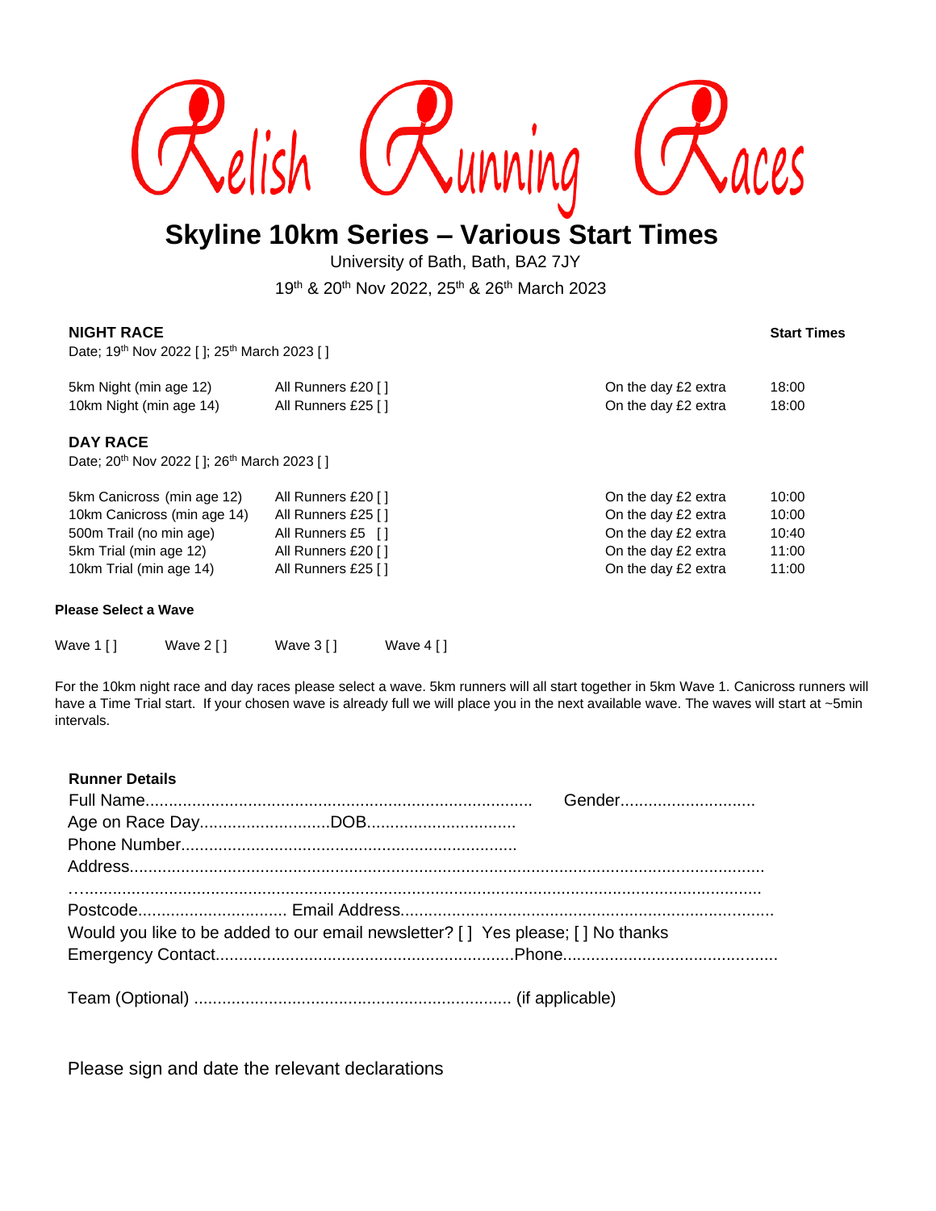# Relish Running Races

## Skyline 10km Series – Various Start Times

University of Bath, Bath, BA2 7JY

19th & 20th Nov 2022, 25th & 26th March 2023

**NIGHT RACE**

Date; 19th Nov 2022 [ ]; 25th March 2023 [ ]

| | | | **Start Times** |
|---|---|---|---|
| 5km Night (min age 12) | All Runners £20 [ ] | On the day £2 extra | 18:00 |
| 10km Night (min age 14) | All Runners £25 [ ] | On the day £2 extra | 18:00 |

**DAY RACE**

Date; 20th Nov 2022 [ ]; 26th March 2023 [ ]

| | | | |
|---|---|---|---|
| 5km Canicross (min age 12) | All Runners £20 [ ] | On the day £2 extra | 10:00 |
| 10km Canicross (min age 14) | All Runners £25 [ ] | On the day £2 extra | 10:00 |
| 500m Trail (no min age) | All Runners £5 [ ] | On the day £2 extra | 10:40 |
| 5km Trial (min age 12) | All Runners £20 [ ] | On the day £2 extra | 11:00 |
| 10km Trial (min age 14) | All Runners £25 [ ] | On the day £2 extra | 11:00 |

**Please Select a Wave**

Wave 1 [ ]     Wave 2 [ ]     Wave 3 [ ]     Wave 4 [ ]

For the 10km night race and day races please select a wave. 5km runners will all start together in 5km Wave 1. Canicross runners will have a Time Trial start. If your chosen wave is already full we will place you in the next available wave. The waves will start at ~5min intervals.

**Runner Details**

Full Name.................................................................................. Gender............................

Age on Race Day............................DOB................................

Phone Number.......................................................................

Address..........................................................................................................................

…...................................................................................................................................

Postcode................................ Email Address..............................................................................

Would you like to be added to our email newsletter? [ ] Yes please; [ ] No thanks

Emergency Contact...............................................................Phone.............................................

Team (Optional) ................................................................... (if applicable)

Please sign and date the relevant declarations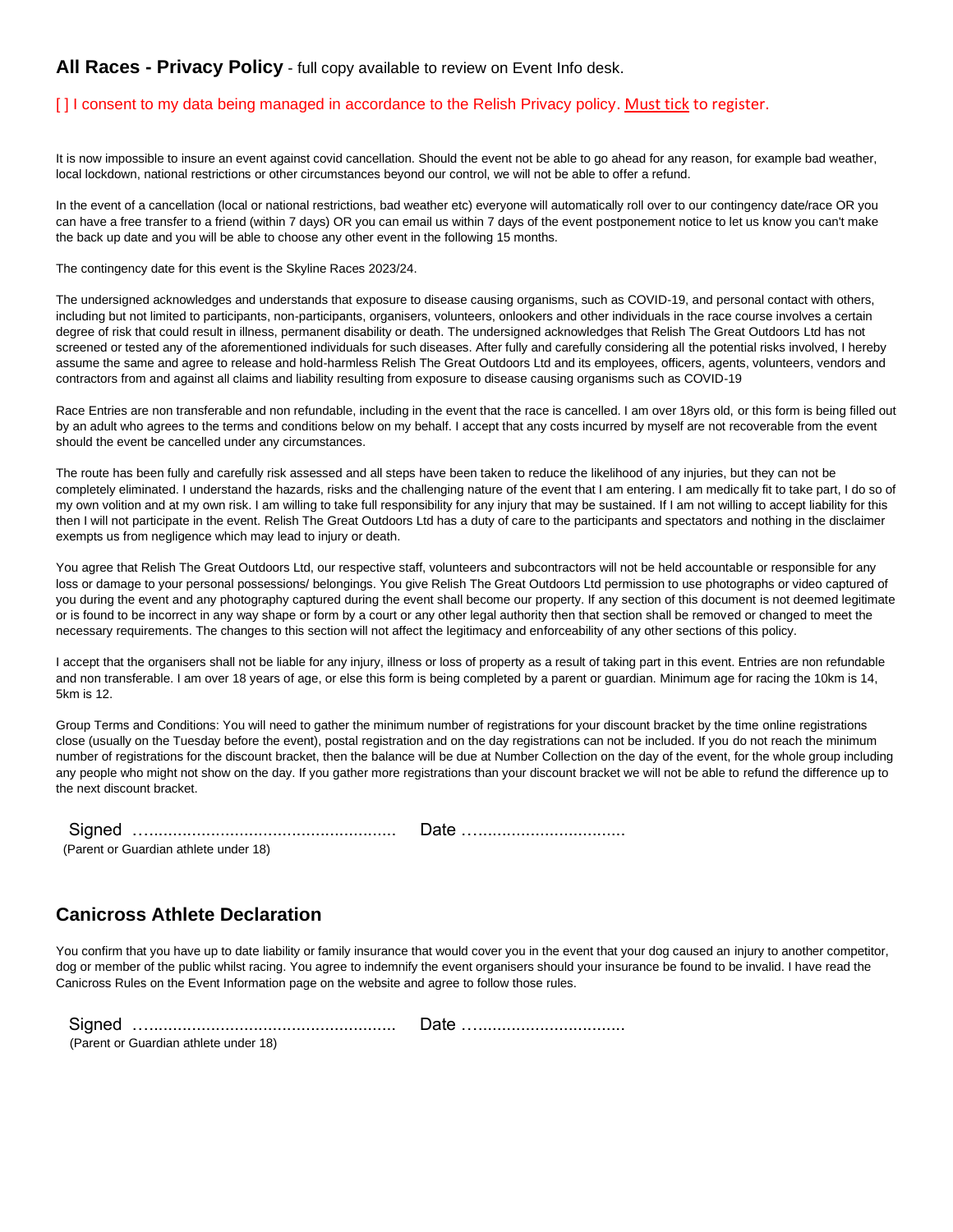## All Races - Privacy Policy - full copy available to review on Event Info desk.

[ ] I consent to my data being managed in accordance to the Relish Privacy policy. Must tick to register.

It is now impossible to insure an event against covid cancellation. Should the event not be able to go ahead for any reason, for example bad weather, local lockdown, national restrictions or other circumstances beyond our control, we will not be able to offer a refund.

In the event of a cancellation (local or national restrictions, bad weather etc) everyone will automatically roll over to our contingency date/race OR you can have a free transfer to a friend (within 7 days) OR you can email us within 7 days of the event postponement notice to let us know you can't make the back up date and you will be able to choose any other event in the following 15 months.

The contingency date for this event is the Skyline Races 2023/24.

The undersigned acknowledges and understands that exposure to disease causing organisms, such as COVID-19, and personal contact with others, including but not limited to participants, non-participants, organisers, volunteers, onlookers and other individuals in the race course involves a certain degree of risk that could result in illness, permanent disability or death. The undersigned acknowledges that Relish The Great Outdoors Ltd has not screened or tested any of the aforementioned individuals for such diseases. After fully and carefully considering all the potential risks involved, I hereby assume the same and agree to release and hold-harmless Relish The Great Outdoors Ltd and its employees, officers, agents, volunteers, vendors and contractors from and against all claims and liability resulting from exposure to disease causing organisms such as COVID-19

Race Entries are non transferable and non refundable, including in the event that the race is cancelled. I am over 18yrs old, or this form is being filled out by an adult who agrees to the terms and conditions below on my behalf. I accept that any costs incurred by myself are not recoverable from the event should the event be cancelled under any circumstances.

The route has been fully and carefully risk assessed and all steps have been taken to reduce the likelihood of any injuries, but they can not be completely eliminated. I understand the hazards, risks and the challenging nature of the event that I am entering. I am medically fit to take part, I do so of my own volition and at my own risk. I am willing to take full responsibility for any injury that may be sustained. If I am not willing to accept liability for this then I will not participate in the event. Relish The Great Outdoors Ltd has a duty of care to the participants and spectators and nothing in the disclaimer exempts us from negligence which may lead to injury or death.

You agree that Relish The Great Outdoors Ltd, our respective staff, volunteers and subcontractors will not be held accountable or responsible for any loss or damage to your personal possessions/ belongings. You give Relish The Great Outdoors Ltd permission to use photographs or video captured of you during the event and any photography captured during the event shall become our property. If any section of this document is not deemed legitimate or is found to be incorrect in any way shape or form by a court or any other legal authority then that section shall be removed or changed to meet the necessary requirements. The changes to this section will not affect the legitimacy and enforceability of any other sections of this policy.

I accept that the organisers shall not be liable for any injury, illness or loss of property as a result of taking part in this event. Entries are non refundable and non transferable. I am over 18 years of age, or else this form is being completed by a parent or guardian. Minimum age for racing the 10km is 14, 5km is 12.

Group Terms and Conditions: You will need to gather the minimum number of registrations for your discount bracket by the time online registrations close (usually on the Tuesday before the event), postal registration and on the day registrations can not be included. If you do not reach the minimum number of registrations for the discount bracket, then the balance will be due at Number Collection on the day of the event, for the whole group including any people who might not show on the day. If you gather more registrations than your discount bracket we will not be able to refund the difference up to the next discount bracket.

Signed …..................................................... Date …...............................

(Parent or Guardian athlete under 18)

## Canicross Athlete Declaration

You confirm that you have up to date liability or family insurance that would cover you in the event that your dog caused an injury to another competitor, dog or member of the public whilst racing. You agree to indemnify the event organisers should your insurance be found to be invalid. I have read the Canicross Rules on the Event Information page on the website and agree to follow those rules.

Signed …..................................................... Date …...............................

(Parent or Guardian athlete under 18)